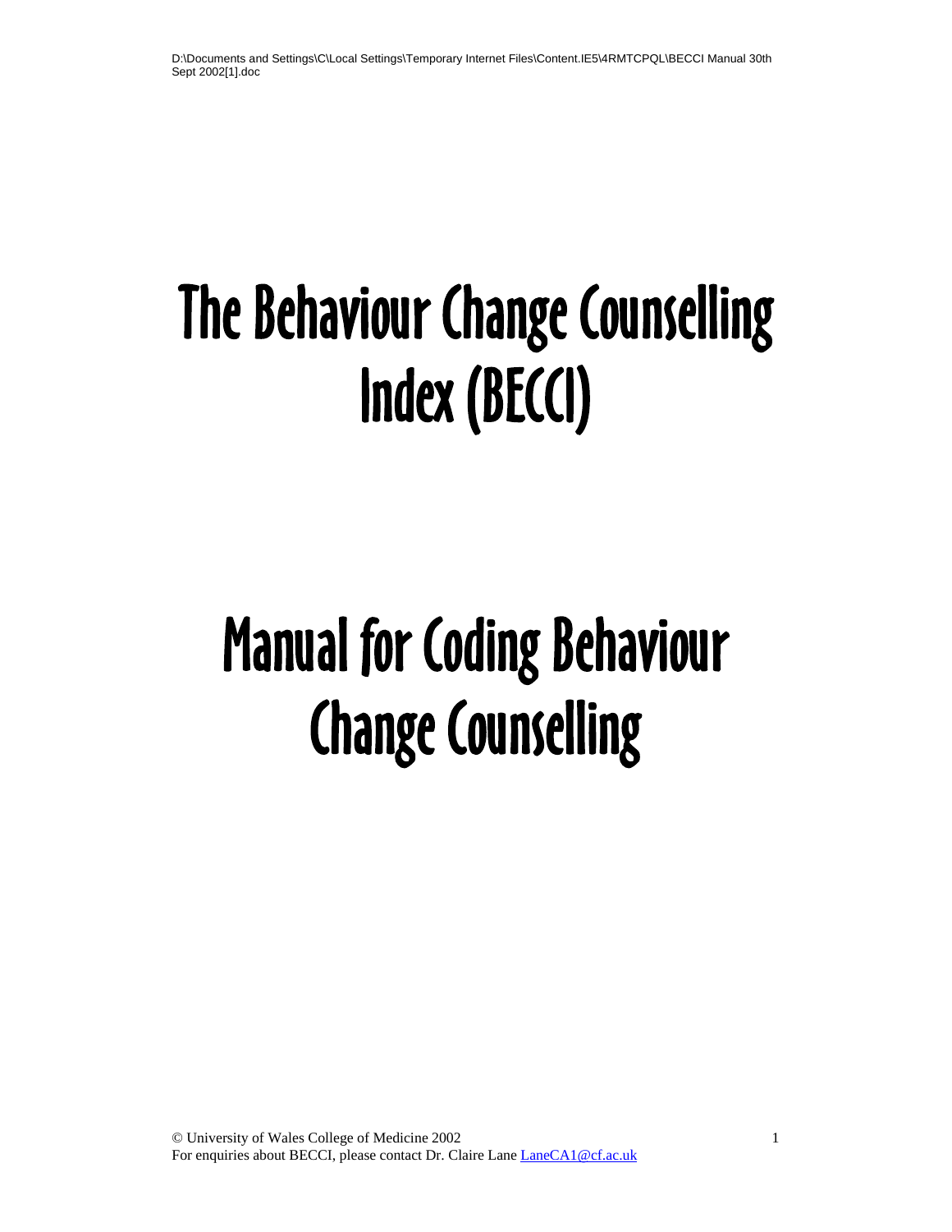D:\Documents and Settings\C\Local Settings\Temporary Internet Files\Content.IE5\4RMTCPQL\BECCI Manual 30th Sept 2002[1].doc

# The Behaviour Change Counselling Index (BECCI)

# Manual for Coding Behaviour Change Counselling

© University of Wales College of Medicine 2002

For enquiries about BECCI, please contact Dr. Claire Lane LaneCA1@cf.ac.uk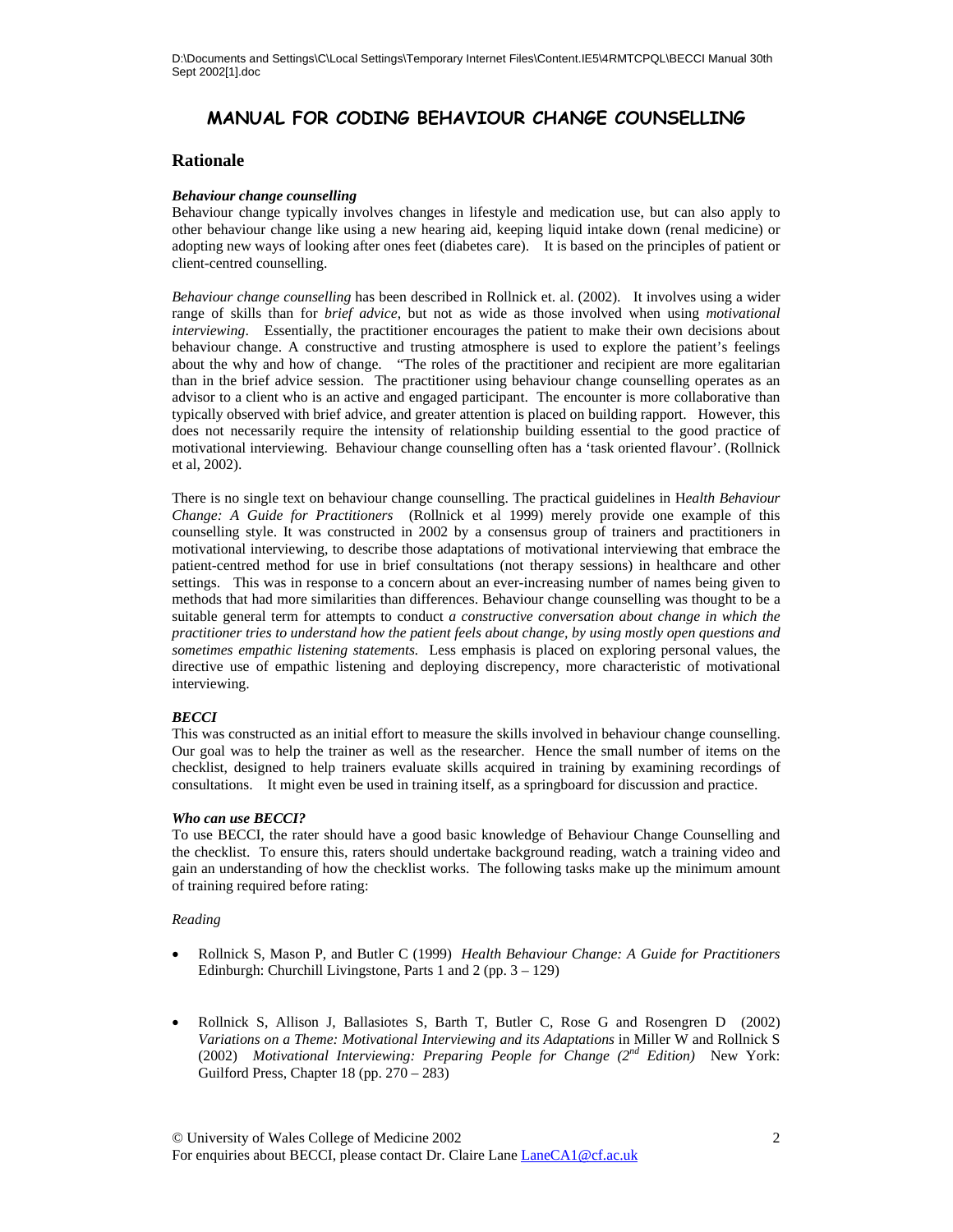# MANUAL FOR CODING BEHAVIOUR CHANGE COUNSELLING

## Rationale

***Behaviour change counselling***

Behaviour change typically involves changes in lifestyle and medication use, but can also apply to other behaviour change like using a new hearing aid, keeping liquid intake down (renal medicine) or adopting new ways of looking after ones feet (diabetes care). It is based on the principles of patient or client-centred counselling.

*Behaviour change counselling* has been described in Rollnick et. al. (2002). It involves using a wider range of skills than for *brief advice*, but not as wide as those involved when using *motivational interviewing*. Essentially, the practitioner encourages the patient to make their own decisions about behaviour change. A constructive and trusting atmosphere is used to explore the patient's feelings about the why and how of change. "The roles of the practitioner and recipient are more egalitarian than in the brief advice session. The practitioner using behaviour change counselling operates as an advisor to a client who is an active and engaged participant. The encounter is more collaborative than typically observed with brief advice, and greater attention is placed on building rapport. However, this does not necessarily require the intensity of relationship building essential to the good practice of motivational interviewing. Behaviour change counselling often has a 'task oriented flavour'. (Rollnick et al, 2002).

There is no single text on behaviour change counselling. The practical guidelines in H*ealth Behaviour Change: A Guide for Practitioners* (Rollnick et al 1999) merely provide one example of this counselling style. It was constructed in 2002 by a consensus group of trainers and practitioners in motivational interviewing, to describe those adaptations of motivational interviewing that embrace the patient-centred method for use in brief consultations (not therapy sessions) in healthcare and other settings. This was in response to a concern about an ever-increasing number of names being given to methods that had more similarities than differences. Behaviour change counselling was thought to be a suitable general term for attempts to conduct *a constructive conversation about change in which the practitioner tries to understand how the patient feels about change, by using mostly open questions and sometimes empathic listening statements.* Less emphasis is placed on exploring personal values, the directive use of empathic listening and deploying discrepency, more characteristic of motivational interviewing.

***BECCI***

This was constructed as an initial effort to measure the skills involved in behaviour change counselling. Our goal was to help the trainer as well as the researcher. Hence the small number of items on the checklist, designed to help trainers evaluate skills acquired in training by examining recordings of consultations. It might even be used in training itself, as a springboard for discussion and practice.

***Who can use BECCI?***

To use BECCI, the rater should have a good basic knowledge of Behaviour Change Counselling and the checklist. To ensure this, raters should undertake background reading, watch a training video and gain an understanding of how the checklist works. The following tasks make up the minimum amount of training required before rating:

*Reading*

- Rollnick S, Mason P, and Butler C (1999) *Health Behaviour Change: A Guide for Practitioners* Edinburgh: Churchill Livingstone, Parts 1 and 2 (pp. 3 – 129)

- Rollnick S, Allison J, Ballasiotes S, Barth T, Butler C, Rose G and Rosengren D (2002) *Variations on a Theme: Motivational Interviewing and its Adaptations* in Miller W and Rollnick S (2002) *Motivational Interviewing: Preparing People for Change (2nd Edition)* New York: Guilford Press, Chapter 18 (pp. 270 – 283)

© University of Wales College of Medicine 2002
For enquiries about BECCI, please contact Dr. Claire Lane LaneCA1@cf.ac.uk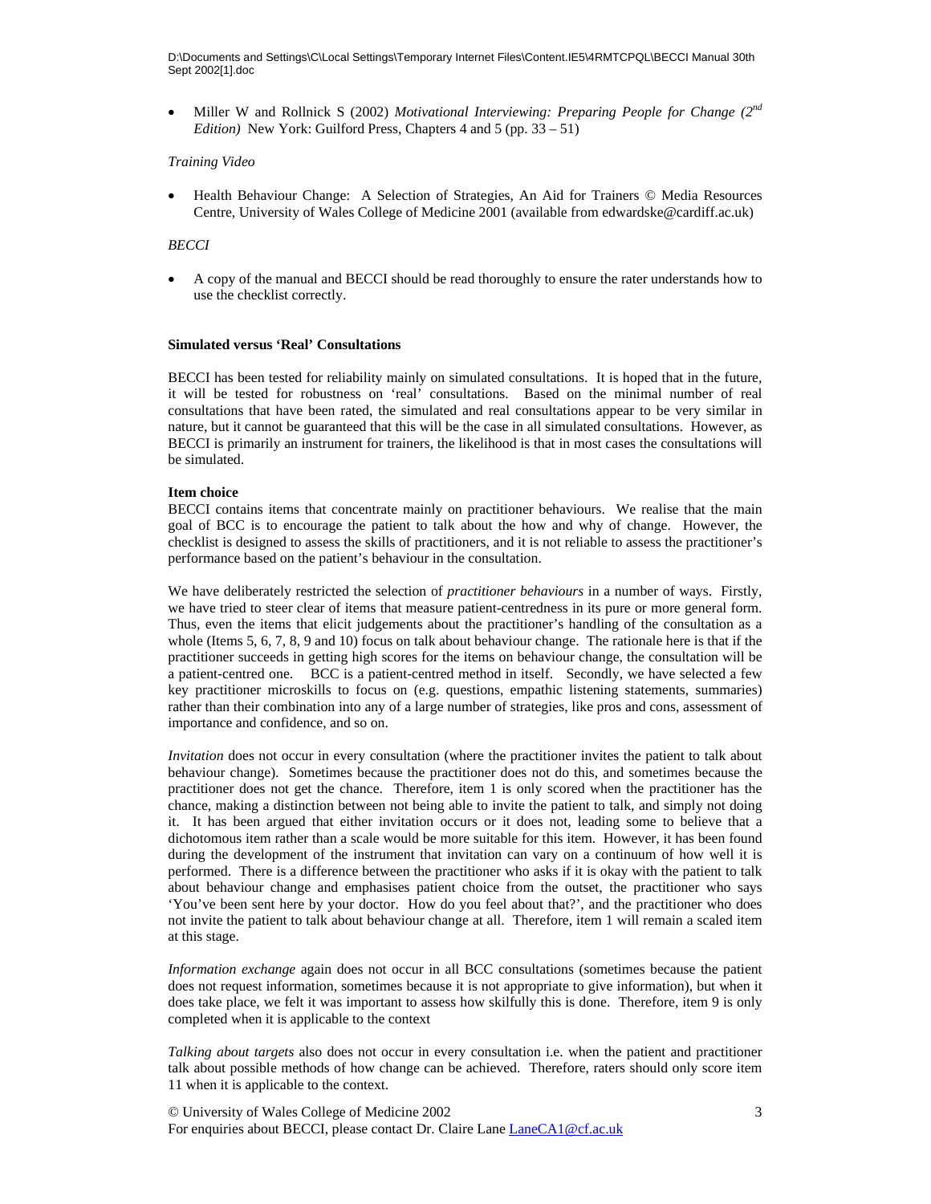- Miller W and Rollnick S (2002) *Motivational Interviewing: Preparing People for Change (2nd Edition)* New York: Guilford Press, Chapters 4 and 5 (pp. 33 – 51)

*Training Video*

- Health Behaviour Change: A Selection of Strategies, An Aid for Trainers © Media Resources Centre, University of Wales College of Medicine 2001 (available from edwardske@cardiff.ac.uk)

*BECCI*

- A copy of the manual and BECCI should be read thoroughly to ensure the rater understands how to use the checklist correctly.

**Simulated versus 'Real' Consultations**

BECCI has been tested for reliability mainly on simulated consultations. It is hoped that in the future, it will be tested for robustness on 'real' consultations. Based on the minimal number of real consultations that have been rated, the simulated and real consultations appear to be very similar in nature, but it cannot be guaranteed that this will be the case in all simulated consultations. However, as BECCI is primarily an instrument for trainers, the likelihood is that in most cases the consultations will be simulated.

**Item choice**

BECCI contains items that concentrate mainly on practitioner behaviours. We realise that the main goal of BCC is to encourage the patient to talk about the how and why of change. However, the checklist is designed to assess the skills of practitioners, and it is not reliable to assess the practitioner's performance based on the patient's behaviour in the consultation.

We have deliberately restricted the selection of *practitioner behaviours* in a number of ways. Firstly, we have tried to steer clear of items that measure patient-centredness in its pure or more general form. Thus, even the items that elicit judgements about the practitioner's handling of the consultation as a whole (Items 5, 6, 7, 8, 9 and 10) focus on talk about behaviour change. The rationale here is that if the practitioner succeeds in getting high scores for the items on behaviour change, the consultation will be a patient-centred one. BCC is a patient-centred method in itself. Secondly, we have selected a few key practitioner microskills to focus on (e.g. questions, empathic listening statements, summaries) rather than their combination into any of a large number of strategies, like pros and cons, assessment of importance and confidence, and so on.

*Invitation* does not occur in every consultation (where the practitioner invites the patient to talk about behaviour change). Sometimes because the practitioner does not do this, and sometimes because the practitioner does not get the chance. Therefore, item 1 is only scored when the practitioner has the chance, making a distinction between not being able to invite the patient to talk, and simply not doing it. It has been argued that either invitation occurs or it does not, leading some to believe that a dichotomous item rather than a scale would be more suitable for this item. However, it has been found during the development of the instrument that invitation can vary on a continuum of how well it is performed. There is a difference between the practitioner who asks if it is okay with the patient to talk about behaviour change and emphasises patient choice from the outset, the practitioner who says 'You've been sent here by your doctor. How do you feel about that?', and the practitioner who does not invite the patient to talk about behaviour change at all. Therefore, item 1 will remain a scaled item at this stage.

*Information exchange* again does not occur in all BCC consultations (sometimes because the patient does not request information, sometimes because it is not appropriate to give information), but when it does take place, we felt it was important to assess how skilfully this is done. Therefore, item 9 is only completed when it is applicable to the context

*Talking about targets* also does not occur in every consultation i.e. when the patient and practitioner talk about possible methods of how change can be achieved. Therefore, raters should only score item 11 when it is applicable to the context.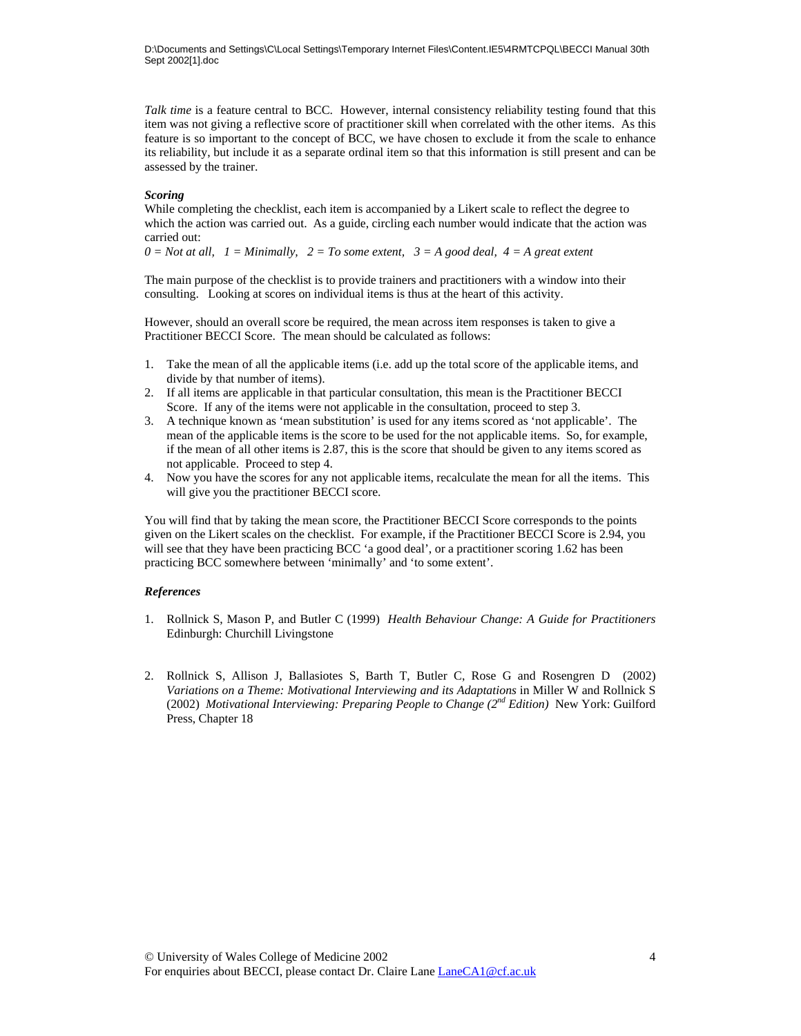*Talk time* is a feature central to BCC. However, internal consistency reliability testing found that this item was not giving a reflective score of practitioner skill when correlated with the other items. As this feature is so important to the concept of BCC, we have chosen to exclude it from the scale to enhance its reliability, but include it as a separate ordinal item so that this information is still present and can be assessed by the trainer.

***Scoring***

While completing the checklist, each item is accompanied by a Likert scale to reflect the degree to which the action was carried out. As a guide, circling each number would indicate that the action was carried out:

*0 = Not at all, 1 = Minimally, 2 = To some extent, 3 = A good deal, 4 = A great extent*

The main purpose of the checklist is to provide trainers and practitioners with a window into their consulting. Looking at scores on individual items is thus at the heart of this activity.

However, should an overall score be required, the mean across item responses is taken to give a Practitioner BECCI Score. The mean should be calculated as follows:

1. Take the mean of all the applicable items (i.e. add up the total score of the applicable items, and divide by that number of items).
2. If all items are applicable in that particular consultation, this mean is the Practitioner BECCI Score. If any of the items were not applicable in the consultation, proceed to step 3.
3. A technique known as 'mean substitution' is used for any items scored as 'not applicable'. The mean of the applicable items is the score to be used for the not applicable items. So, for example, if the mean of all other items is 2.87, this is the score that should be given to any items scored as not applicable. Proceed to step 4.
4. Now you have the scores for any not applicable items, recalculate the mean for all the items. This will give you the practitioner BECCI score.

You will find that by taking the mean score, the Practitioner BECCI Score corresponds to the points given on the Likert scales on the checklist. For example, if the Practitioner BECCI Score is 2.94, you will see that they have been practicing BCC 'a good deal', or a practitioner scoring 1.62 has been practicing BCC somewhere between 'minimally' and 'to some extent'.

***References***

1. Rollnick S, Mason P, and Butler C (1999) *Health Behaviour Change: A Guide for Practitioners* Edinburgh: Churchill Livingstone

2. Rollnick S, Allison J, Ballasiotes S, Barth T, Butler C, Rose G and Rosengren D (2002) *Variations on a Theme: Motivational Interviewing and its Adaptations* in Miller W and Rollnick S (2002) *Motivational Interviewing: Preparing People to Change (2nd Edition)* New York: Guilford Press, Chapter 18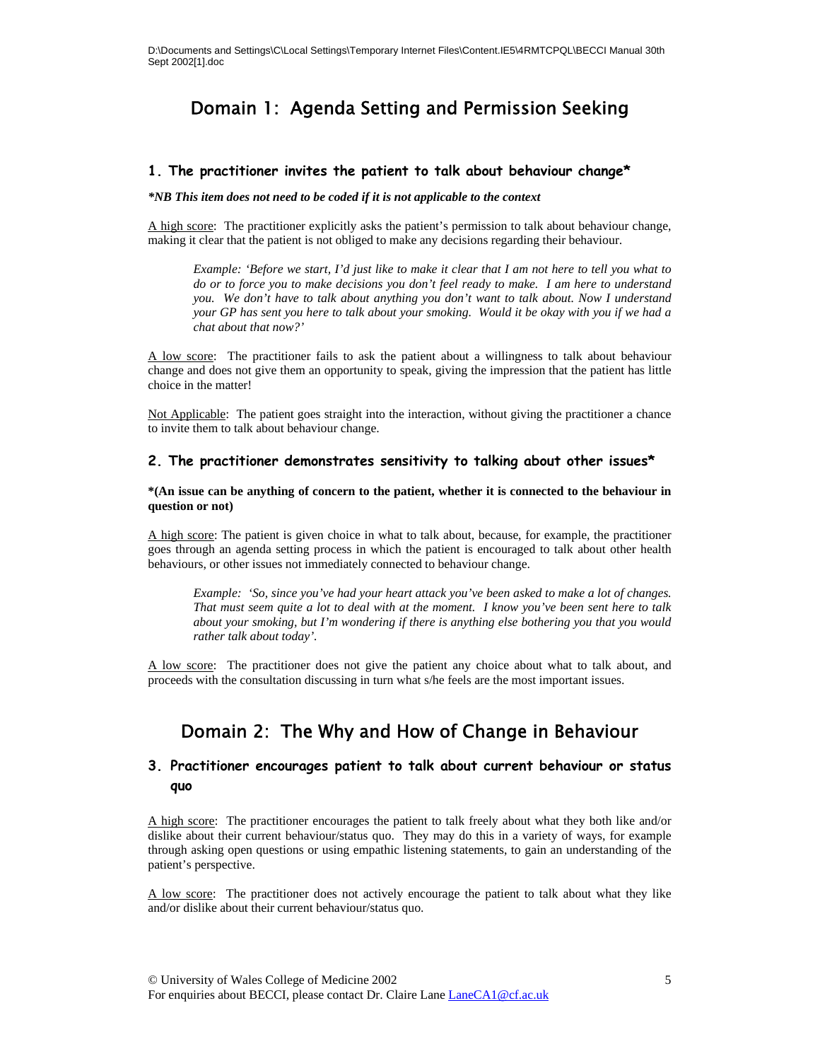# Domain 1: Agenda Setting and Permission Seeking

### 1. The practitioner invites the patient to talk about behaviour change*

***NB This item does not need to be coded if it is not applicable to the context***

A high score: The practitioner explicitly asks the patient's permission to talk about behaviour change, making it clear that the patient is not obliged to make any decisions regarding their behaviour.

> *Example: 'Before we start, I'd just like to make it clear that I am not here to tell you what to do or to force you to make decisions you don't feel ready to make. I am here to understand you. We don't have to talk about anything you don't want to talk about. Now I understand your GP has sent you here to talk about your smoking. Would it be okay with you if we had a chat about that now?'*

A low score: The practitioner fails to ask the patient about a willingness to talk about behaviour change and does not give them an opportunity to speak, giving the impression that the patient has little choice in the matter!

Not Applicable: The patient goes straight into the interaction, without giving the practitioner a chance to invite them to talk about behaviour change.

### 2. The practitioner demonstrates sensitivity to talking about other issues*

**\*(An issue can be anything of concern to the patient, whether it is connected to the behaviour in question or not)**

A high score: The patient is given choice in what to talk about, because, for example, the practitioner goes through an agenda setting process in which the patient is encouraged to talk about other health behaviours, or other issues not immediately connected to behaviour change.

> *Example: 'So, since you've had your heart attack you've been asked to make a lot of changes. That must seem quite a lot to deal with at the moment. I know you've been sent here to talk about your smoking, but I'm wondering if there is anything else bothering you that you would rather talk about today'.*

A low score: The practitioner does not give the patient any choice about what to talk about, and proceeds with the consultation discussing in turn what s/he feels are the most important issues.

# Domain 2: The Why and How of Change in Behaviour

### 3. Practitioner encourages patient to talk about current behaviour or status quo

A high score: The practitioner encourages the patient to talk freely about what they both like and/or dislike about their current behaviour/status quo. They may do this in a variety of ways, for example through asking open questions or using empathic listening statements, to gain an understanding of the patient's perspective.

A low score: The practitioner does not actively encourage the patient to talk about what they like and/or dislike about their current behaviour/status quo.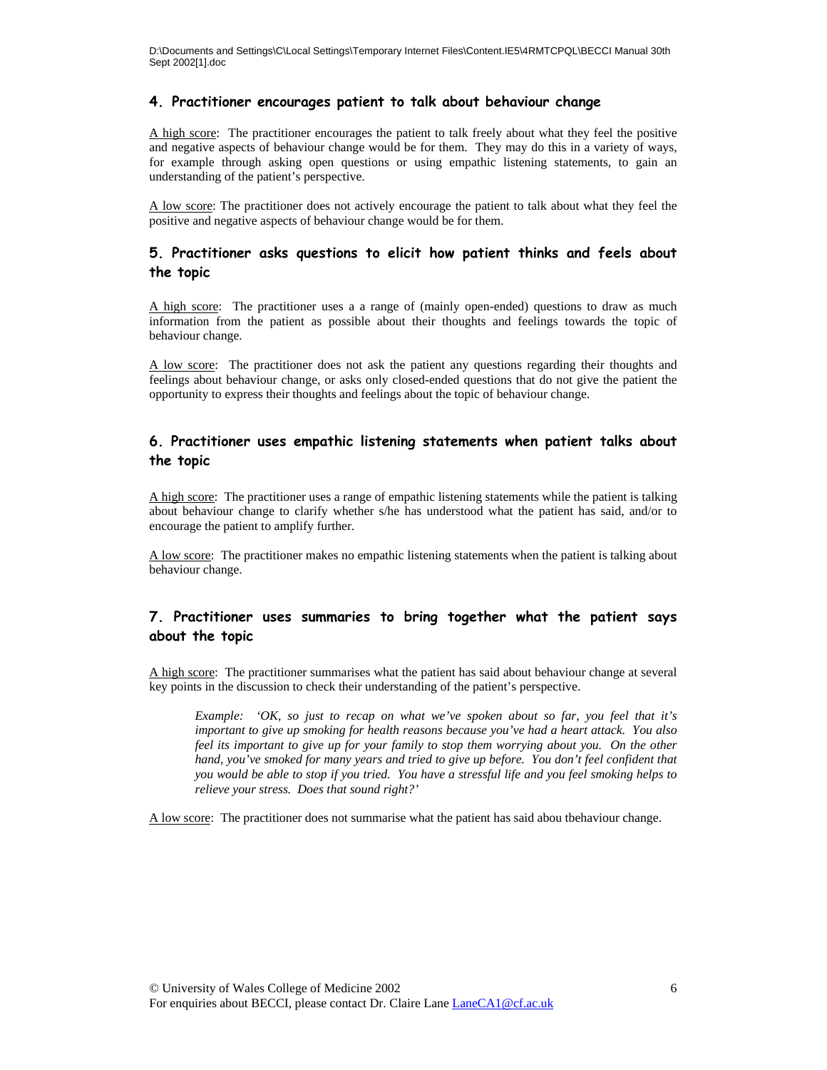## 4. Practitioner encourages patient to talk about behaviour change

A high score: The practitioner encourages the patient to talk freely about what they feel the positive and negative aspects of behaviour change would be for them. They may do this in a variety of ways, for example through asking open questions or using empathic listening statements, to gain an understanding of the patient's perspective.

A low score: The practitioner does not actively encourage the patient to talk about what they feel the positive and negative aspects of behaviour change would be for them.

## 5. Practitioner asks questions to elicit how patient thinks and feels about the topic

A high score: The practitioner uses a a range of (mainly open-ended) questions to draw as much information from the patient as possible about their thoughts and feelings towards the topic of behaviour change.

A low score: The practitioner does not ask the patient any questions regarding their thoughts and feelings about behaviour change, or asks only closed-ended questions that do not give the patient the opportunity to express their thoughts and feelings about the topic of behaviour change.

## 6. Practitioner uses empathic listening statements when patient talks about the topic

A high score: The practitioner uses a range of empathic listening statements while the patient is talking about behaviour change to clarify whether s/he has understood what the patient has said, and/or to encourage the patient to amplify further.

A low score: The practitioner makes no empathic listening statements when the patient is talking about behaviour change.

## 7. Practitioner uses summaries to bring together what the patient says about the topic

A high score: The practitioner summarises what the patient has said about behaviour change at several key points in the discussion to check their understanding of the patient's perspective.

> *Example: 'OK, so just to recap on what we've spoken about so far, you feel that it's important to give up smoking for health reasons because you've had a heart attack. You also feel its important to give up for your family to stop them worrying about you. On the other hand, you've smoked for many years and tried to give up before. You don't feel confident that you would be able to stop if you tried. You have a stressful life and you feel smoking helps to relieve your stress. Does that sound right?'*

A low score: The practitioner does not summarise what the patient has said abou tbehaviour change.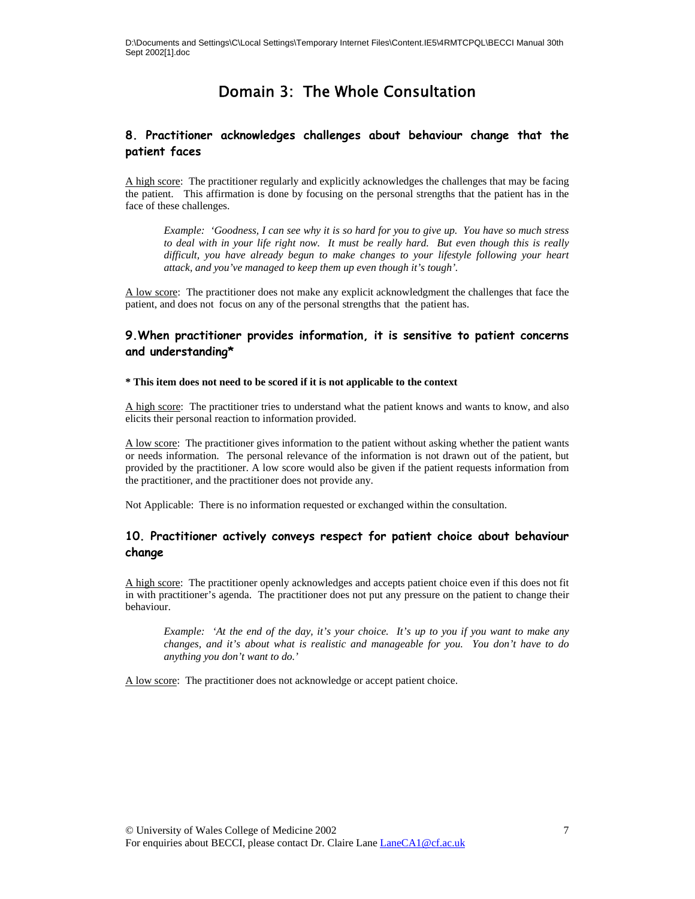# Domain 3: The Whole Consultation

## 8. Practitioner acknowledges challenges about behaviour change that the patient faces

A high score: The practitioner regularly and explicitly acknowledges the challenges that may be facing the patient. This affirmation is done by focusing on the personal strengths that the patient has in the face of these challenges.

> *Example: 'Goodness, I can see why it is so hard for you to give up. You have so much stress to deal with in your life right now. It must be really hard. But even though this is really difficult, you have already begun to make changes to your lifestyle following your heart attack, and you've managed to keep them up even though it's tough'.*

A low score: The practitioner does not make any explicit acknowledgment the challenges that face the patient, and does not focus on any of the personal strengths that the patient has.

## 9. When practitioner provides information, it is sensitive to patient concerns and understanding*

**\* This item does not need to be scored if it is not applicable to the context**

A high score: The practitioner tries to understand what the patient knows and wants to know, and also elicits their personal reaction to information provided.

A low score: The practitioner gives information to the patient without asking whether the patient wants or needs information. The personal relevance of the information is not drawn out of the patient, but provided by the practitioner. A low score would also be given if the patient requests information from the practitioner, and the practitioner does not provide any.

Not Applicable: There is no information requested or exchanged within the consultation.

## 10. Practitioner actively conveys respect for patient choice about behaviour change

A high score: The practitioner openly acknowledges and accepts patient choice even if this does not fit in with practitioner's agenda. The practitioner does not put any pressure on the patient to change their behaviour.

> *Example: 'At the end of the day, it's your choice. It's up to you if you want to make any changes, and it's about what is realistic and manageable for you. You don't have to do anything you don't want to do.'*

A low score: The practitioner does not acknowledge or accept patient choice.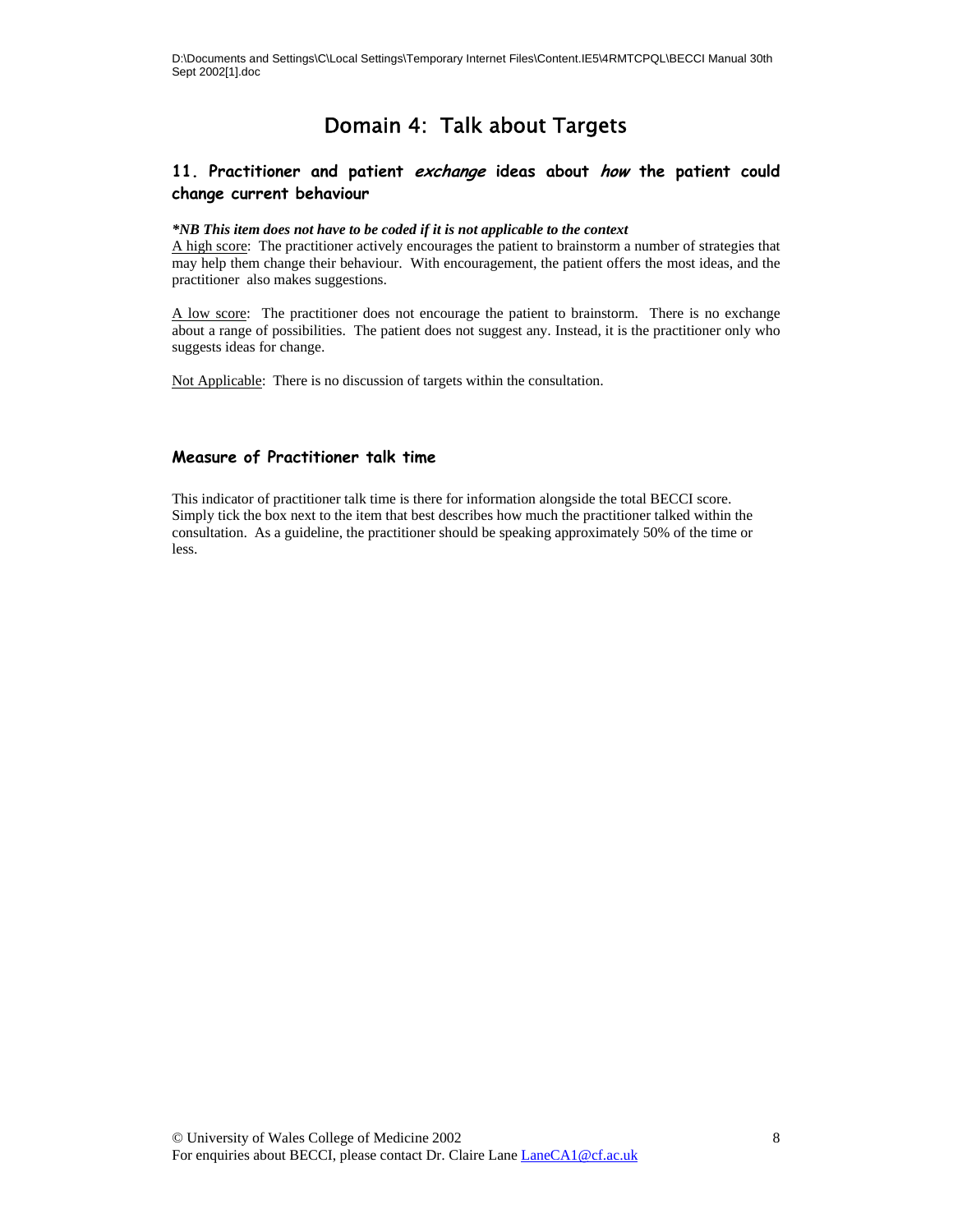# Domain 4: Talk about Targets

## 11. Practitioner and patient *exchange* ideas about *how* the patient could change current behaviour

***NB This item does not have to be coded if it is not applicable to the context**

A high score: The practitioner actively encourages the patient to brainstorm a number of strategies that may help them change their behaviour. With encouragement, the patient offers the most ideas, and the practitioner also makes suggestions.

A low score: The practitioner does not encourage the patient to brainstorm. There is no exchange about a range of possibilities. The patient does not suggest any. Instead, it is the practitioner only who suggests ideas for change.

Not Applicable: There is no discussion of targets within the consultation.

## Measure of Practitioner talk time

This indicator of practitioner talk time is there for information alongside the total BECCI score. Simply tick the box next to the item that best describes how much the practitioner talked within the consultation. As a guideline, the practitioner should be speaking approximately 50% of the time or less.